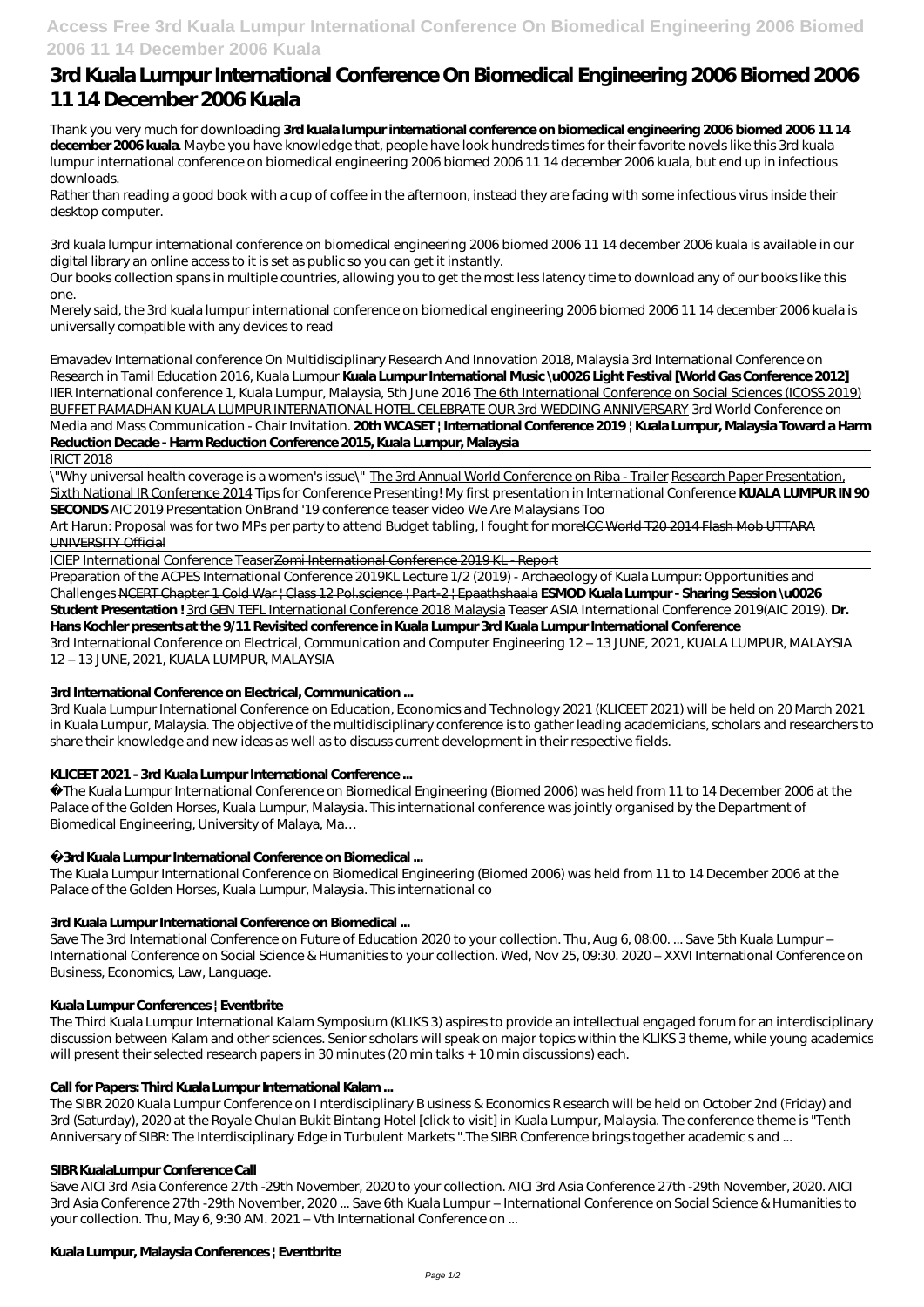# 3rd Kuala Lumpur International Conference On Biomedical Engineering 2006 Biomed 2006 11 14 December 2006 Kuala

Thank you very much for downloading **3rd kuala lumpur international conference on biomedical engineering 2006 biomed 2006 11 14 december 2006 kuala**. Maybe you have knowledge that, people have look hundreds times for their favorite novels like this 3rd kuala lumpur international conference on biomedical engineering 2006 biomed 2006 11 14 december 2006 kuala, but end up in infectious downloads.

Rather than reading a good book with a cup of coffee in the afternoon, instead they are facing with some infectious virus inside their desktop computer.

3rd kuala lumpur international conference on biomedical engineering 2006 biomed 2006 11 14 december 2006 kuala is available in our digital library an online access to it is set as public so you can get it instantly.

Our books collection spans in multiple countries, allowing you to get the most less latency time to download any of our books like this one.

Merely said, the 3rd kuala lumpur international conference on biomedical engineering 2006 biomed 2006 11 14 december 2006 kuala is universally compatible with any devices to read

*Emavadev International conference On Multidisciplinary Research And Innovation 2018, Malaysia 3rd International Conference on Research in Tamil Education 2016, Kuala Lumpur* **Kuala Lumpur International Music \u0026 Light Festival [World Gas Conference 2012]** *IIER International conference 1, Kuala Lumpur, Malaysia, 5th June 2016* The 6th International Conference on Social Sciences (ICOSS 2019) BUFFET RAMADHAN KUALA LUMPUR INTERNATIONAL HOTEL CELEBRATE OUR 3rd WEDDING ANNIVERSARY *3rd World Conference on Media and Mass Communication - Chair Invitation.* **20th WCASET | International Conference 2019 | Kuala Lumpur, Malaysia Toward a Harm Reduction Decade - Harm Reduction Conference 2015, Kuala Lumpur, Malaysia**

IRICT 2018

\"Why universal health coverage is a women's issue\" The 3rd Annual World Conference on Riba - Trailer Research Paper Presentation, Sixth National IR Conference 2014 *Tips for Conference Presenting! My first presentation in International Conference* **KUALA LUMPUR IN 90 SECONDS** *AIC 2019 Presentation OnBrand '19 conference teaser video* We Are Malaysians Too

Art Harun: Proposal was for two MPs per party to attend Budget tabling, I fought for more ~~ICC World T20 2014 Flash Mob UTTARA UNIVERSITY Official~~

ICIEP International Conference Teaser ~~Zomi International Conference 2019 KL - Report~~

Preparation of the ACPES International Conference 2019KL Lecture 1/2 (2019) - Archaeology of Kuala Lumpur: Opportunities and Challenges ~~NCERT Chapter 1 Cold War | Class 12 Pol.science | Part-2 | Epaathshaala~~ **ESMOD Kuala Lumpur - Sharing Session \u0026 Student Presentation !** 3rd GEN TEFL International Conference 2018 Malaysia *Teaser ASIA International Conference 2019(AIC 2019).* **Dr. Hans Kochler presents at the 9/11 Revisited conference in Kuala Lumpur 3rd Kuala Lumpur International Conference**

3rd International Conference on Electrical, Communication and Computer Engineering 12 – 13 JUNE, 2021, KUALA LUMPUR, MALAYSIA 12 – 13 JUNE, 2021, KUALA LUMPUR, MALAYSIA

### 3rd International Conference on Electrical, Communication ...

3rd Kuala Lumpur International Conference on Education, Economics and Technology 2021 (KLICEET 2021) will be held on 20 March 2021 in Kuala Lumpur, Malaysia. The objective of the multidisciplinary conference is to gather leading academicians, scholars and researchers to share their knowledge and new ideas as well as to discuss current development in their respective fields.

### KLICEET 2021 - 3rd Kuala Lumpur International Conference ...

The Kuala Lumpur International Conference on Biomedical Engineering (Biomed 2006) was held from 11 to 14 December 2006 at the Palace of the Golden Horses, Kuala Lumpur, Malaysia. This international conference was jointly organised by the Department of Biomedical Engineering, University of Malaya, Ma…

### 3rd Kuala Lumpur International Conference on Biomedical ...

The Kuala Lumpur International Conference on Biomedical Engineering (Biomed 2006) was held from 11 to 14 December 2006 at the Palace of the Golden Horses, Kuala Lumpur, Malaysia. This international co

### 3rd Kuala Lumpur International Conference on Biomedical ...

Save The 3rd International Conference on Future of Education 2020 to your collection. Thu, Aug 6, 08:00. ... Save 5th Kuala Lumpur – International Conference on Social Science & Humanities to your collection. Wed, Nov 25, 09:30. 2020 – XXVI International Conference on Business, Economics, Law, Language.

### Kuala Lumpur Conferences | Eventbrite

The Third Kuala Lumpur International Kalam Symposium (KLIKS 3) aspires to provide an intellectual engaged forum for an interdisciplinary discussion between Kalam and other sciences. Senior scholars will speak on major topics within the KLIKS 3 theme, while young academics will present their selected research papers in 30 minutes (20 min talks + 10 min discussions) each.

### Call for Papers: Third Kuala Lumpur International Kalam ...

The SIBR 2020 Kuala Lumpur Conference on I nterdisciplinary B usiness & Economics R esearch will be held on October 2nd (Friday) and 3rd (Saturday), 2020 at the Royale Chulan Bukit Bintang Hotel [click to visit] in Kuala Lumpur, Malaysia. The conference theme is "Tenth Anniversary of SIBR: The Interdisciplinary Edge in Turbulent Markets ".The SIBR Conference brings together academic s and ...

### SIBR KualaLumpur Conference Call

Save AICI 3rd Asia Conference 27th -29th November, 2020 to your collection. AICI 3rd Asia Conference 27th -29th November, 2020. AICI 3rd Asia Conference 27th -29th November, 2020 ... Save 6th Kuala Lumpur – International Conference on Social Science & Humanities to your collection. Thu, May 6, 9:30 AM. 2021 – Vth International Conference on ...

### Kuala Lumpur, Malaysia Conferences | Eventbrite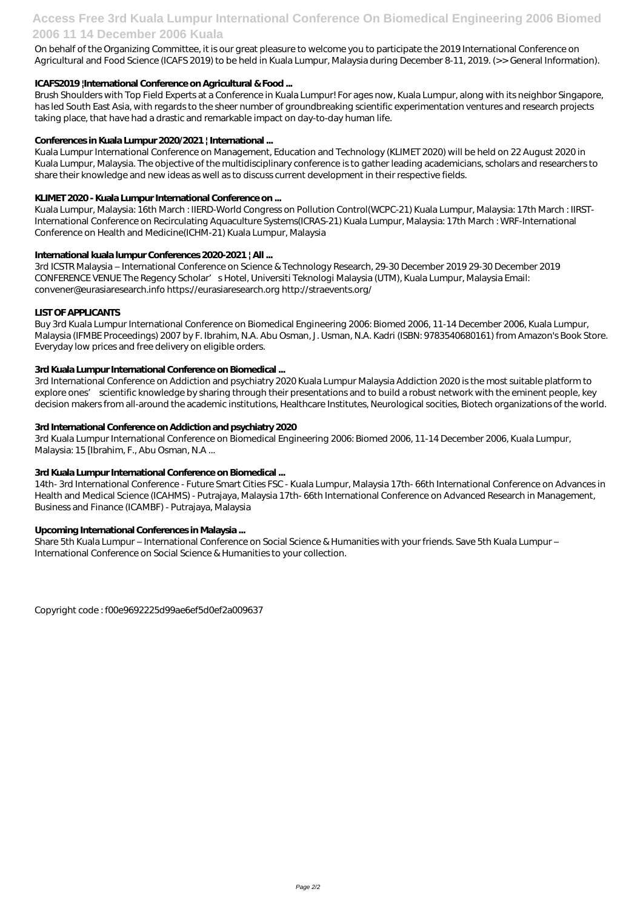On behalf of the Organizing Committee, it is our great pleasure to welcome you to participate the 2019 International Conference on Agricultural and Food Science (ICAFS 2019) to be held in Kuala Lumpur, Malaysia during December 8-11, 2019. (>> General Information).

**ICAFS2019 |International Conference on Agricultural & Food ...**

Brush Shoulders with Top Field Experts at a Conference in Kuala Lumpur! For ages now, Kuala Lumpur, along with its neighbor Singapore, has led South East Asia, with regards to the sheer number of groundbreaking scientific experimentation ventures and research projects taking place, that have had a drastic and remarkable impact on day-to-day human life.

**Conferences in Kuala Lumpur 2020/2021 | International ...**

Kuala Lumpur International Conference on Management, Education and Technology (KLIMET 2020) will be held on 22 August 2020 in Kuala Lumpur, Malaysia. The objective of the multidisciplinary conference is to gather leading academicians, scholars and researchers to share their knowledge and new ideas as well as to discuss current development in their respective fields.

**KLIMET 2020 - Kuala Lumpur International Conference on ...**

Kuala Lumpur, Malaysia: 16th March : IIERD-World Congress on Pollution Control(WCPC-21) Kuala Lumpur, Malaysia: 17th March : IIRST-International Conference on Recirculating Aquaculture Systems(ICRAS-21) Kuala Lumpur, Malaysia: 17th March : WRF-International Conference on Health and Medicine(ICHM-21) Kuala Lumpur, Malaysia

**International kuala lumpur Conferences 2020-2021 | All ...**

3rd ICSTR Malaysia – International Conference on Science & Technology Research, 29-30 December 2019 29-30 December 2019 CONFERENCE VENUE The Regency Scholar's Hotel, Universiti Teknologi Malaysia (UTM), Kuala Lumpur, Malaysia Email: convener@eurasiaresearch.info https://eurasiaresearch.org http://straevents.org/

**LIST OF APPLICANTS**

Buy 3rd Kuala Lumpur International Conference on Biomedical Engineering 2006: Biomed 2006, 11-14 December 2006, Kuala Lumpur, Malaysia (IFMBE Proceedings) 2007 by F. Ibrahim, N.A. Abu Osman, J. Usman, N.A. Kadri (ISBN: 9783540680161) from Amazon's Book Store. Everyday low prices and free delivery on eligible orders.

**3rd Kuala Lumpur International Conference on Biomedical ...**

3rd International Conference on Addiction and psychiatry 2020 Kuala Lumpur Malaysia Addiction 2020 is the most suitable platform to explore ones' scientific knowledge by sharing through their presentations and to build a robust network with the eminent people, key decision makers from all-around the academic institutions, Healthcare Institutes, Neurological socities, Biotech organizations of the world.

**3rd International Conference on Addiction and psychiatry 2020**

3rd Kuala Lumpur International Conference on Biomedical Engineering 2006: Biomed 2006, 11-14 December 2006, Kuala Lumpur, Malaysia: 15 [Ibrahim, F., Abu Osman, N.A ...

**3rd Kuala Lumpur International Conference on Biomedical ...**

14th- 3rd International Conference - Future Smart Cities FSC - Kuala Lumpur, Malaysia 17th- 66th International Conference on Advances in Health and Medical Science (ICAHMS) - Putrajaya, Malaysia 17th- 66th International Conference on Advanced Research in Management, Business and Finance (ICAMBF) - Putrajaya, Malaysia

**Upcoming International Conferences in Malaysia ...**

Share 5th Kuala Lumpur – International Conference on Social Science & Humanities with your friends. Save 5th Kuala Lumpur – International Conference on Social Science & Humanities to your collection.

Copyright code : f00e9692225d99ae6ef5d0ef2a009637